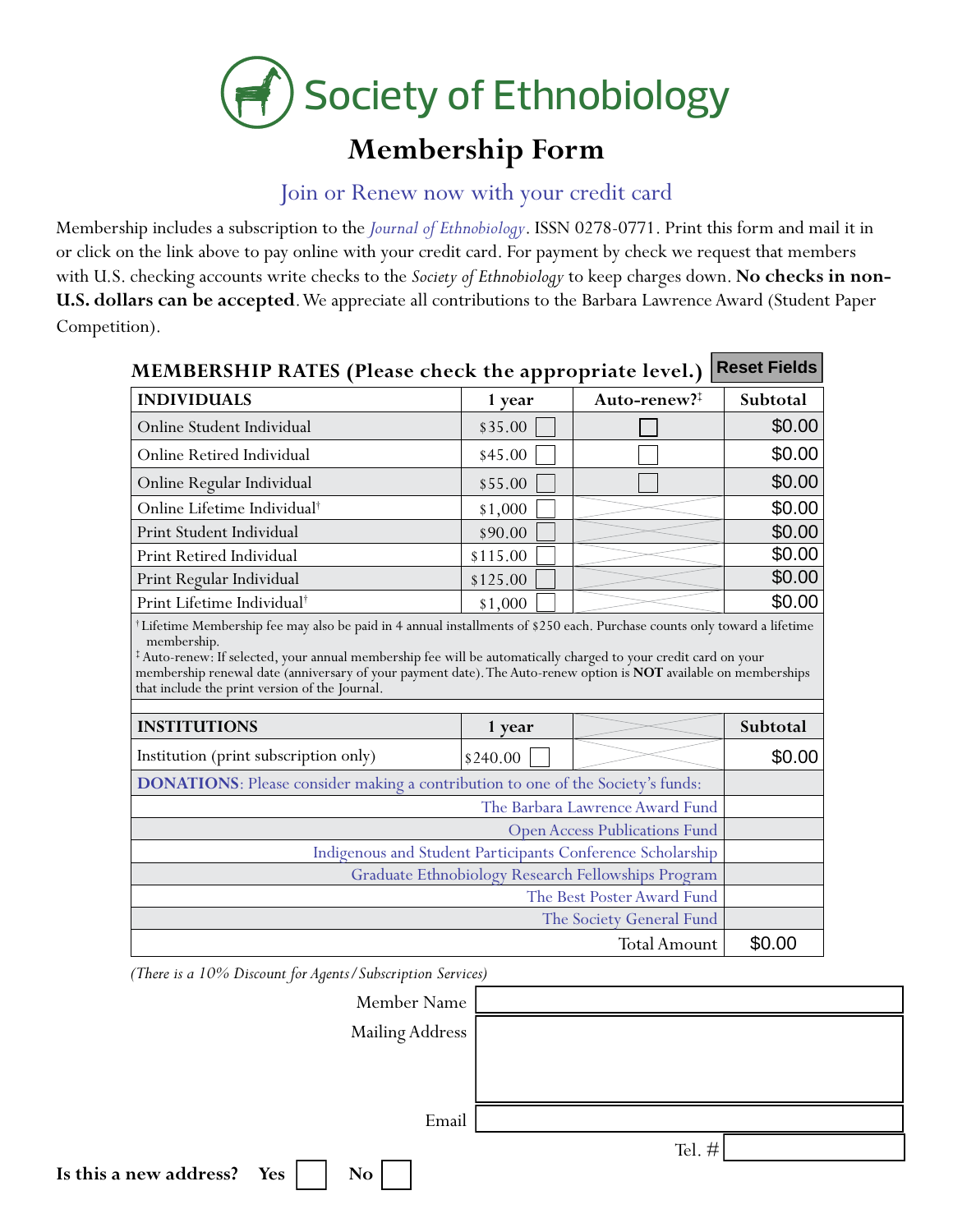# Society of Ethnobiology

## Membership Form

Join or Renew now with your credit card

Membership includes a subscription to the *Journal of Ethnobiology*. ISSN 0278-0771. Print this form and mail it in or click on the link above to pay online with your credit card. For payment by check we request that members with U.S. checking accounts write checks to the *Society of Ethnobiology* to keep charges down. **No checks in non-U.S. dollars can be accepted**. We appreciate all contributions to the Barbara Lawrence Award (Student Paper Competition).

**MEMBERSHIP RATES (Please check the appropriate level.)** Reset Fields

| INDIVIDUALS | 1 year | Auto-renew?‡ | Subtotal |
|---|---|---|---|
| Online Student Individual | $35.00 ☐ | ☐ | $0.00 |
| Online Retired Individual | $45.00 ☐ | ☐ | $0.00 |
| Online Regular Individual | $55.00 ☐ | ☐ | $0.00 |
| Online Lifetime Individual† | $1,000 ☐ | | $0.00 |
| Print Student Individual | $90.00 ☐ | | $0.00 |
| Print Retired Individual | $115.00 ☐ | | $0.00 |
| Print Regular Individual | $125.00 ☐ | | $0.00 |
| Print Lifetime Individual† | $1,000 ☐ | | $0.00 |

† Lifetime Membership fee may also be paid in 4 annual installments of $250 each. Purchase counts only toward a lifetime membership.
‡ Auto-renew: If selected, your annual membership fee will be automatically charged to your credit card on your membership renewal date (anniversary of your payment date). The Auto-renew option is **NOT** available on memberships that include the print version of the Journal.

| INSTITUTIONS | 1 year | | Subtotal |
|---|---|---|---|
| Institution (print subscription only) | $240.00 ☐ | | $0.00 |
| **DONATIONS**: Please consider making a contribution to one of the Society's funds: | | | |
| The Barbara Lawrence Award Fund | | | |
| Open Access Publications Fund | | | |
| Indigenous and Student Participants Conference Scholarship | | | |
| Graduate Ethnobiology Research Fellowships Program | | | |
| The Best Poster Award Fund | | | |
| The Society General Fund | | | |
| Total Amount | | | $0.00 |

*(There is a 10% Discount for Agents/Subscription Services)*

Member Name ______________________

Mailing Address ______________________

Email ______________________

Tel. # ______________________

**Is this a new address? Yes** ☐ **No** ☐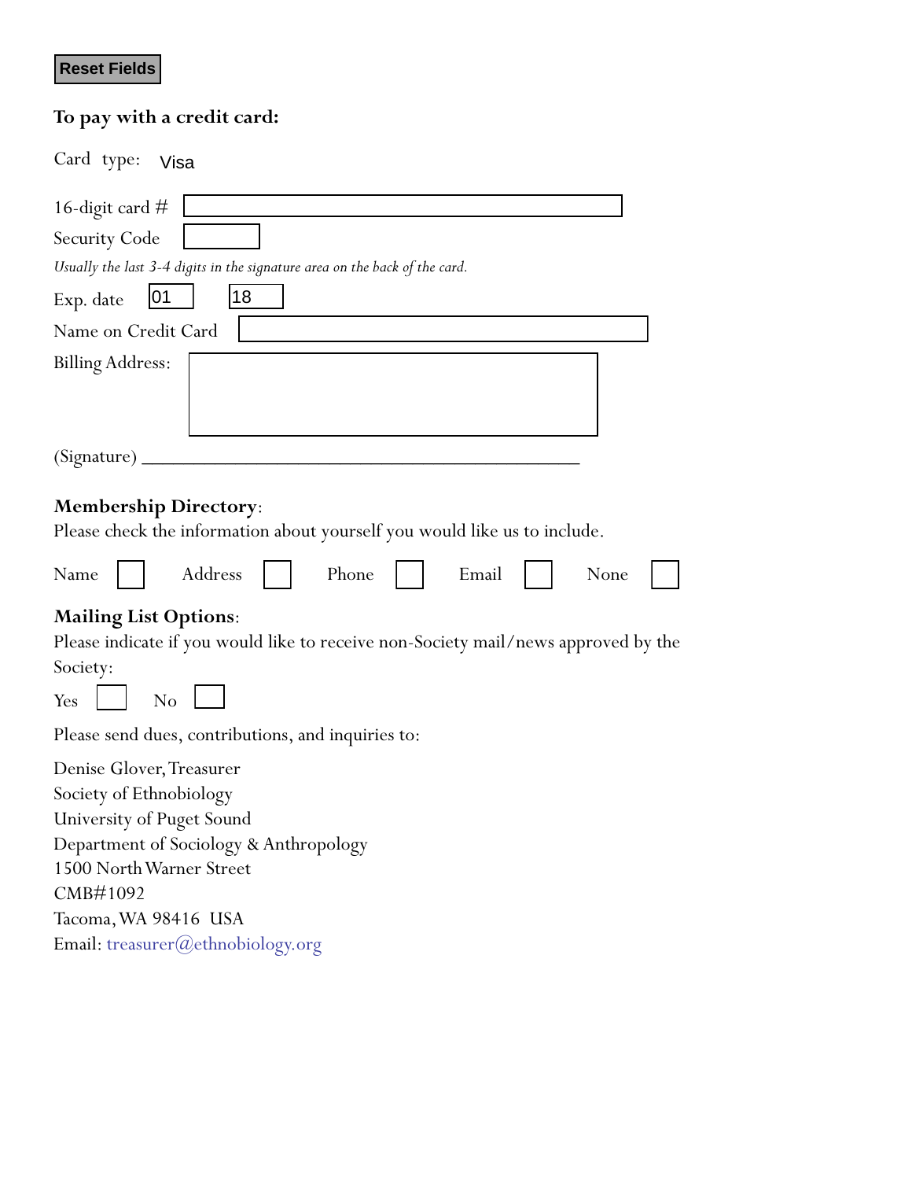Reset Fields

**To pay with a credit card:**

Card type: Visa

16-digit card # ______________________________

Security Code ________

*Usually the last 3-4 digits in the signature area on the back of the card.*

Exp. date 01 18

Name on Credit Card ______________________________

Billing Address: ______________________________

(Signature) ______________________________

**Membership Directory**:
Please check the information about yourself you would like us to include.

Name ☐ Address ☐ Phone ☐ Email ☐ None ☐

**Mailing List Options**:
Please indicate if you would like to receive non-Society mail/news approved by the Society:

Yes ☐ No ☐

Please send dues, contributions, and inquiries to:

Denise Glover, Treasurer
Society of Ethnobiology
University of Puget Sound
Department of Sociology & Anthropology
1500 North Warner Street
CMB#1092
Tacoma, WA 98416 USA
Email: treasurer@ethnobiology.org